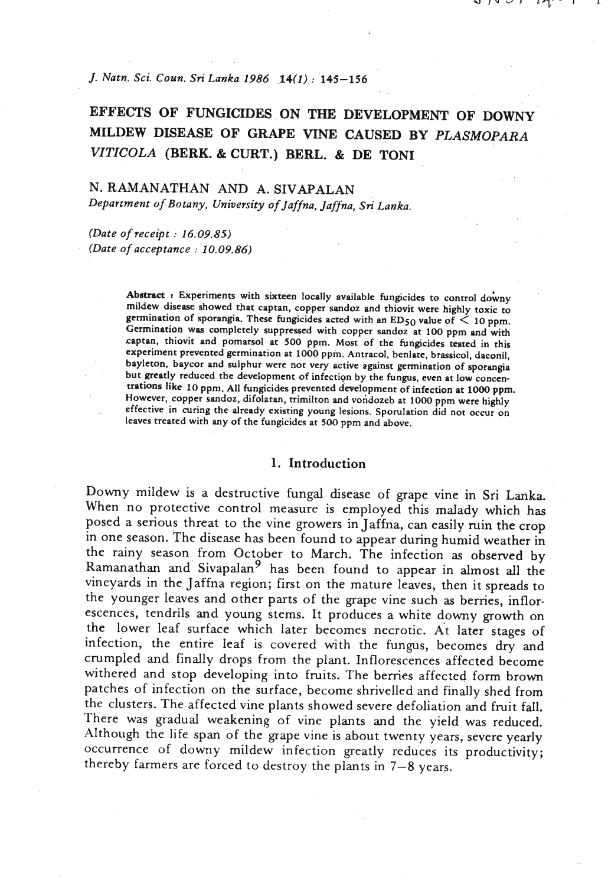# EFFECTS OF FUNGICIDES ON THE DEVELOPMENT OF DOWNY MILDEW DISEASE OF GRAPE VINE CAUSED BY *PLASMOPARA VITICOLA* (BERK. & CURT.) BERL. & DE TONI

N. RAMANATHAN AND A. SIVAPALAN

*Department of Botany, University of Jaffna, Jaffna, Sri Lanka.*

*(Date of receipt : 16.09.85)*
*(Date of acceptance : 10.09.86)*

**Abstract :** Experiments with sixteen locally available fungicides to control downy mildew disease showed that captan, copper sandoz and thiovit were highly toxic to germination of sporangia. These fungicides acted with an $ED_{50}$ value of < 10 ppm. Germination was completely suppressed with copper sandoz at 100 ppm and with captan, thiovit and pomarsol at 500 ppm. Most of the fungicides tested in this experiment prevented germination at 1000 ppm. Antracol, benlate, brassicol, daconil, bayleton, baycor and sulphur were not very active against germination of sporangia but greatly reduced the development of infection by the fungus, even at low concentrations like 10 ppm. All fungicides prevented development of infection at 1000 ppm. However, copper sandoz, difolatan, trimilton and vondozeb at 1000 ppm were highly effective in curing the already existing young lesions. Sporulation did not occur on leaves treated with any of the fungicides at 500 ppm and above.

## 1. Introduction

Downy mildew is a destructive fungal disease of grape vine in Sri Lanka. When no protective control measure is employed this malady which has posed a serious threat to the vine growers in Jaffna, can easily ruin the crop in one season. The disease has been found to appear during humid weather in the rainy season from October to March. The infection as observed by Ramanathan and Sivapalan[9] has been found to appear in almost all the vineyards in the Jaffna region; first on the mature leaves, then it spreads to the younger leaves and other parts of the grape vine such as berries, inflorescences, tendrils and young stems. It produces a white downy growth on the lower leaf surface which later becomes necrotic. At later stages of infection, the entire leaf is covered with the fungus, becomes dry and crumpled and finally drops from the plant. Inflorescences affected become withered and stop developing into fruits. The berries affected form brown patches of infection on the surface, become shrivelled and finally shed from the clusters. The affected vine plants showed severe defoliation and fruit fall. There was gradual weakening of vine plants and the yield was reduced. Although the life span of the grape vine is about twenty years, severe yearly occurrence of downy mildew infection greatly reduces its productivity; thereby farmers are forced to destroy the plants in 7–8 years.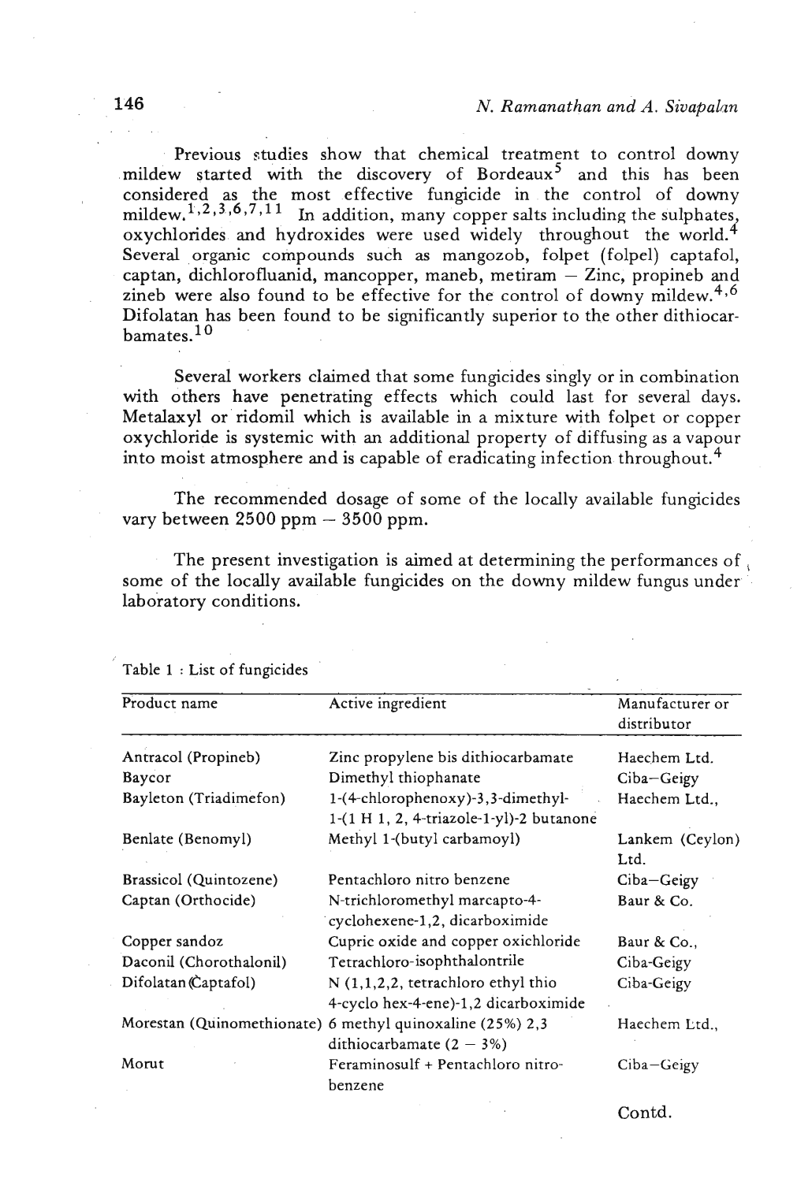Previous studies show that chemical treatment to control downy mildew started with the discovery of Bordeaux[5] and this has been considered as the most effective fungicide in the control of downy mildew.[1,2,3,6,7,11] In addition, many copper salts including the sulphates, oxychlorides and hydroxides were used widely throughout the world.[4] Several organic compounds such as mangozob, folpet (folpel) captafol, captan, dichlorofluanid, mancopper, maneb, metiram – Zinc, propineb and zineb were also found to be effective for the control of downy mildew.[4,6] Difolatan has been found to be significantly superior to the other dithiocarbamates.[10]

Several workers claimed that some fungicides singly or in combination with others have penetrating effects which could last for several days. Metalaxyl or ridomil which is available in a mixture with folpet or copper oxychloride is systemic with an additional property of diffusing as a vapour into moist atmosphere and is capable of eradicating infection throughout.[4]

The recommended dosage of some of the locally available fungicides vary between 2500 ppm – 3500 ppm.

The present investigation is aimed at determining the performances of some of the locally available fungicides on the downy mildew fungus under laboratory conditions.

Table 1 : List of fungicides

| Product name | Active ingredient | Manufacturer or distributor |
|---|---|---|
| Antracol (Propineb) | Zinc propylene bis dithiocarbamate | Haechem Ltd. |
| Baycor | Dimethyl thiophanate | Ciba–Geigy |
| Bayleton (Triadimefon) | 1-(4-chlorophenoxy)-3,3-dimethyl-1-(1 H 1, 2, 4-triazole-1-yl)-2 butanone | Haechem Ltd., |
| Benlate (Benomyl) | Methyl 1-(butyl carbamoyl) | Lankem (Ceylon) Ltd. |
| Brassicol (Quintozene) | Pentachloro nitro benzene | Ciba–Geigy |
| Captan (Orthocide) | N-trichloromethyl marcapto-4-cyclohexene-1,2, dicarboximide | Baur & Co. |
| Copper sandoz | Cupric oxide and copper oxichloride | Baur & Co., |
| Daconil (Chorothalonil) | Tetrachloro-isophthalontrile | Ciba-Geigy |
| Difolatan (Captafol) | N (1,1,2,2, tetrachloro ethyl thio 4-cyclo hex-4-ene)-1,2 dicarboximide | Ciba-Geigy |
| Morestan (Quinomethionate) | 6 methyl quinoxaline (25%) 2,3 dithiocarbamate (2 – 3%) | Haechem Ltd., |
| Morut | Feraminosulf + Pentachloro nitrobenzene | Ciba–Geigy |

Contd.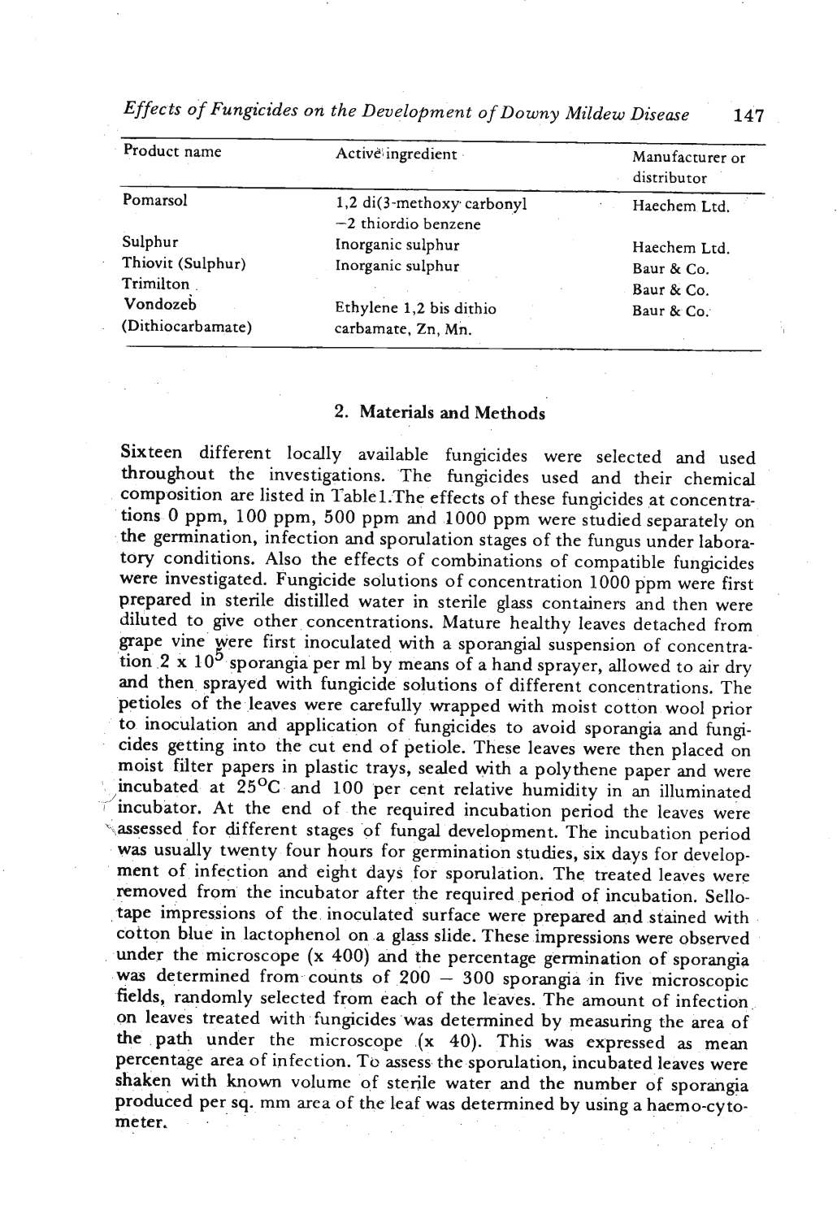| Product name | Active ingredient | Manufacturer or distributor |
|---|---|---|
| Pomarsol | 1,2 di(3-methoxy carbonyl −2 thiordio benzene | Haechem Ltd. |
| Sulphur | Inorganic sulphur | Haechem Ltd. |
| Thiovit (Sulphur) | Inorganic sulphur | Baur & Co. |
| Trimilton | | Baur & Co. |
| Vondozeb (Dithiocarbamate) | Ethylene 1,2 bis dithio carbamate, Zn, Mn. | Baur & Co. |

## 2. Materials and Methods

Sixteen different locally available fungicides were selected and used throughout the investigations. The fungicides used and their chemical composition are listed in Table1.The effects of these fungicides at concentrations 0 ppm, 100 ppm, 500 ppm and 1000 ppm were studied separately on the germination, infection and sporulation stages of the fungus under laboratory conditions. Also the effects of combinations of compatible fungicides were investigated. Fungicide solutions of concentration 1000 ppm were first prepared in sterile distilled water in sterile glass containers and then were diluted to give other concentrations. Mature healthy leaves detached from grape vine were first inoculated with a sporangial suspension of concentration $2 \times 10^5$ sporangia per ml by means of a hand sprayer, allowed to air dry and then sprayed with fungicide solutions of different concentrations. The petioles of the leaves were carefully wrapped with moist cotton wool prior to inoculation and application of fungicides to avoid sporangia and fungicides getting into the cut end of petiole. These leaves were then placed on moist filter papers in plastic trays, sealed with a polythene paper and were incubated at 25°C and 100 per cent relative humidity in an illuminated incubator. At the end of the required incubation period the leaves were assessed for different stages of fungal development. The incubation period was usually twenty four hours for germination studies, six days for development of infection and eight days for sporulation. The treated leaves were removed from the incubator after the required period of incubation. Sellotape impressions of the inoculated surface were prepared and stained with cotton blue in lactophenol on a glass slide. These impressions were observed under the microscope (x 400) and the percentage germination of sporangia was determined from counts of 200 − 300 sporangia in five microscopic fields, randomly selected from each of the leaves. The amount of infection on leaves treated with fungicides was determined by measuring the area of the path under the microscope (x 40). This was expressed as mean percentage area of infection. To assess the sporulation, incubated leaves were shaken with known volume of sterile water and the number of sporangia produced per sq. mm area of the leaf was determined by using a haemo-cytometer.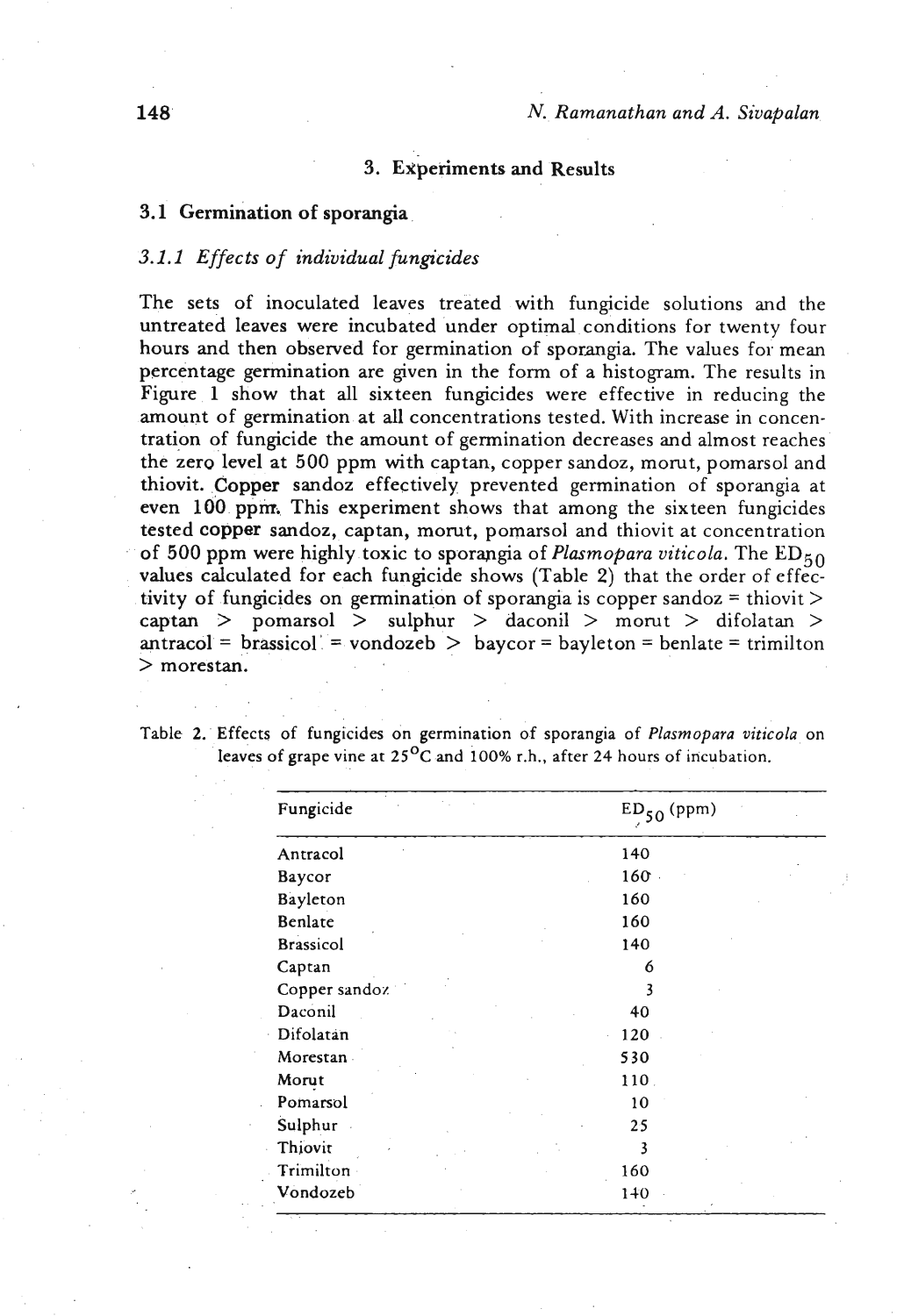## 3. Experiments and Results

### 3.1 Germination of sporangia

#### 3.1.1 *Effects of individual fungicides*

The sets of inoculated leaves treated with fungicide solutions and the untreated leaves were incubated under optimal conditions for twenty four hours and then observed for germination of sporangia. The values for mean percentage germination are given in the form of a histogram. The results in Figure 1 show that all sixteen fungicides were effective in reducing the amount of germination at all concentrations tested. With increase in concentration of fungicide the amount of germination decreases and almost reaches the zero level at 500 ppm with captan, copper sandoz, morut, pomarsol and thiovit. Copper sandoz effectively prevented germination of sporangia at even 100 ppm. This experiment shows that among the sixteen fungicides tested copper sandoz, captan, morut, pomarsol and thiovit at concentration of 500 ppm were highly toxic to sporangia of *Plasmopara viticola*. The $ED_{50}$ values calculated for each fungicide shows (Table 2) that the order of effectivity of fungicides on germination of sporangia is copper sandoz = thiovit > captan > pomarsol > sulphur > daconil > morut > difolatan > antracol = brassicol = vondozeb > baycor = bayleton = benlate = trimilton > morestan.

Table 2. Effects of fungicides on germination of sporangia of *Plasmopara viticola* on leaves of grape vine at 25°C and 100% r.h., after 24 hours of incubation.

| Fungicide | $ED_{50}$ (ppm) |
|---|---|
| Antracol | 140 |
| Baycor | 160 |
| Bayleton | 160 |
| Benlate | 160 |
| Brassicol | 140 |
| Captan | 6 |
| Copper sandoz | 3 |
| Daconil | 40 |
| Difolatan | 120 |
| Morestan | 530 |
| Morut | 110 |
| Pomarsol | 10 |
| Sulphur | 25 |
| Thiovit | 3 |
| Trimilton | 160 |
| Vondozeb | 140 |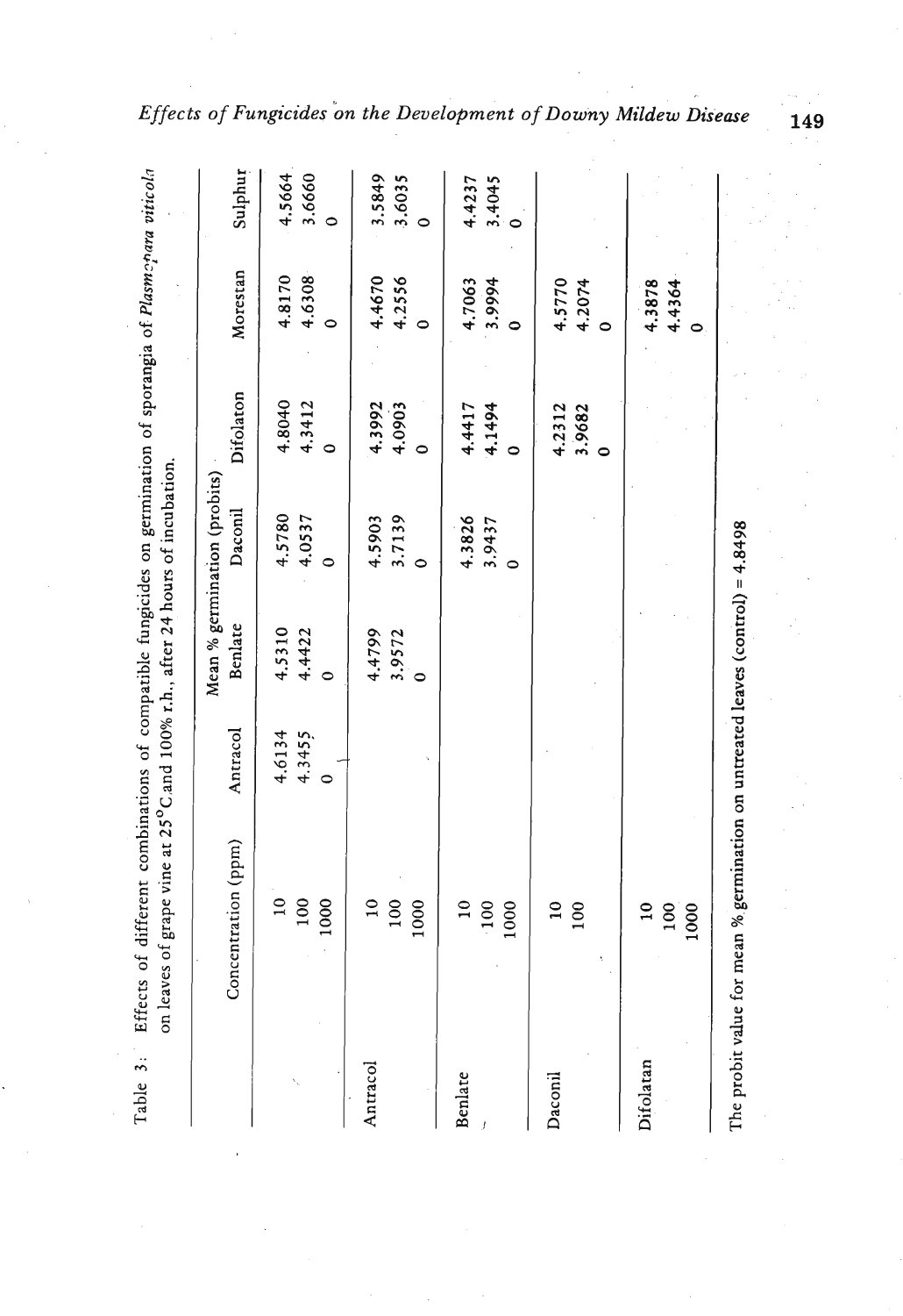Table 3: Effects of different combinations of compatible fungicides on germination of sporangia of *Plasmopara viticola* on leaves of grape vine at 25°C and 100% r.h., after 24 hours of incubation.

| | Concentration (ppm) | Mean % germination (probits) | | | | | |
|---|---|---|---|---|---|---|---|
| | | Antracol | Benlate | Daconil | Difolaton | Morestan | Sulphur |
| | 10 | 4.6134 | 4.5310 | 4.5780 | 4.8040 | 4.8170 | 4.5664 |
| | 100 | 4.3455 | 4.4422 | 4.0537 | 4.3412 | 4.6308 | 3.6660 |
| | 1000 | 0 | 0 | 0 | 0 | 0 | 0 |
| Antracol | 10 | | 4.4799 | 4.5903 | 4.3992 | 4.4670 | 3.5849 |
| | 100 | | 3.9572 | 3.7139 | 4.0903 | 4.2556 | 3.6035 |
| | 1000 | | 0 | 0 | 0 | 0 | 0 |
| Benlate | 10 | | | 4.3826 | 4.4417 | 4.7063 | 4.4237 |
| | 100 | | | 3.9437 | 4.1494 | 3.9994 | 3.4045 |
| | 1000 | | | 0 | 0 | 0 | 0 |
| Daconil | 10 | | | | 4.2312 | 4.5770 | |
| | 100 | | | | 3.9682 | 4.2074 | |
| | | | | | 0 | 0 | |
| Difolatan | 10 | | | | | 4.3878 | |
| | 100 | | | | | 4.4364 | |
| | 1000 | | | | | 0 | |

The probit value for mean % germination on untreated leaves (control) = 4.8498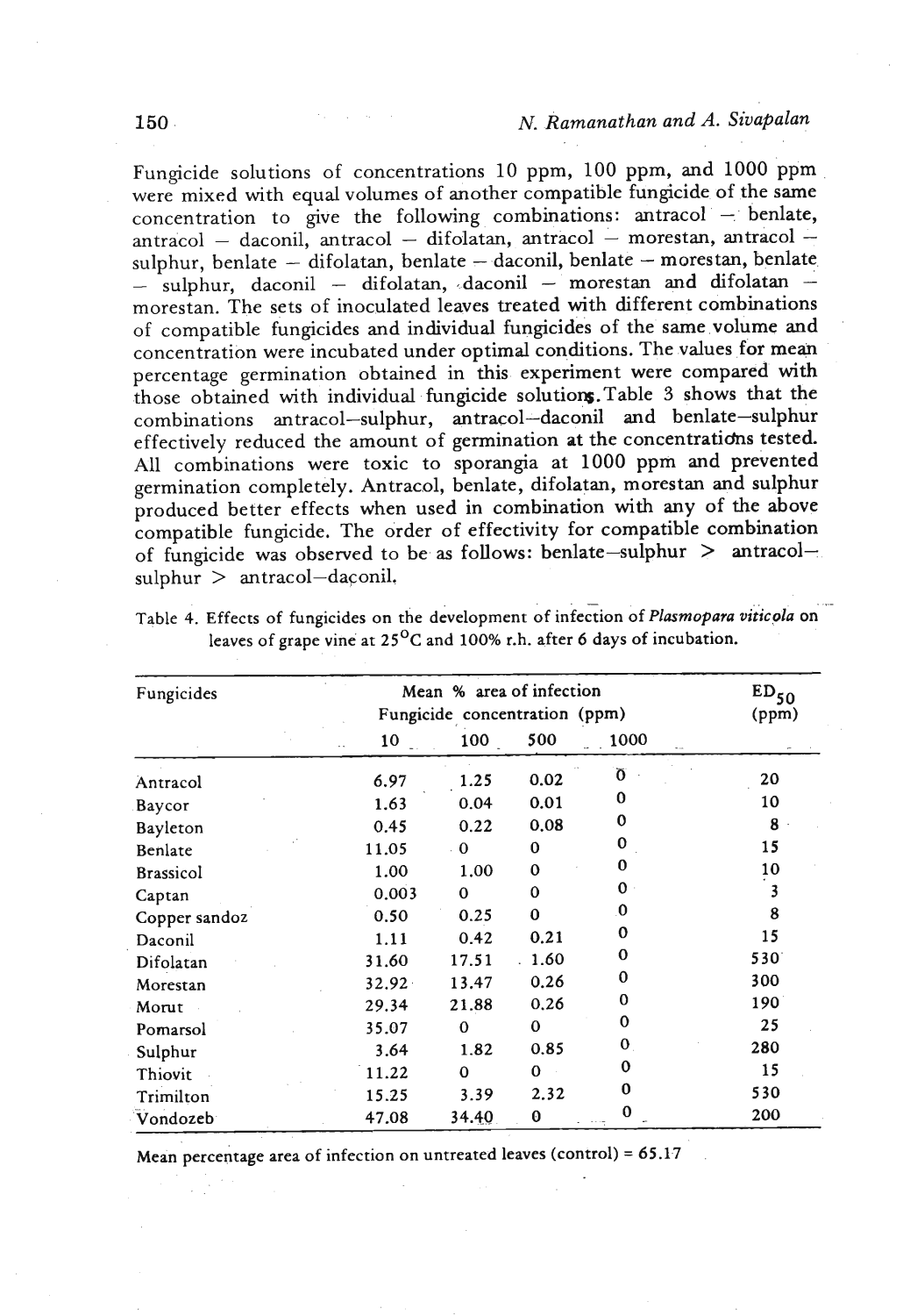Fungicide solutions of concentrations 10 ppm, 100 ppm, and 1000 ppm were mixed with equal volumes of another compatible fungicide of the same concentration to give the following combinations: antracol – benlate, antracol – daconil, antracol – difolatan, antracol – morestan, antracol – sulphur, benlate – difolatan, benlate – daconil, benlate – morestan, benlate – sulphur, daconil – difolatan, daconil – morestan and difolatan – morestan. The sets of inoculated leaves treated with different combinations of compatible fungicides and individual fungicides of the same volume and concentration were incubated under optimal conditions. The values for mean percentage germination obtained in this experiment were compared with those obtained with individual fungicide solutions. Table 3 shows that the combinations antracol–sulphur, antracol–daconil and benlate–sulphur effectively reduced the amount of germination at the concentrations tested. All combinations were toxic to sporangia at 1000 ppm and prevented germination completely. Antracol, benlate, difolatan, morestan and sulphur produced better effects when used in combination with any of the above compatible fungicide. The order of effectivity for compatible combination of fungicide was observed to be as follows: benlate–sulphur > antracol–sulphur > antracol–daconil.

Table 4. Effects of fungicides on the development of infection of *Plasmopara viticola* on leaves of grape vine at 25°C and 100% r.h. after 6 days of incubation.

| Fungicides | Mean % area of infection | | | | $ED_{50}$ |
|---|---|---|---|---|---|
| | Fungicide concentration (ppm) | | | | (ppm) |
| | 10 | 100 | 500 | 1000 | |
| Antracol | 6.97 | 1.25 | 0.02 | 0 | 20 |
| Baycor | 1.63 | 0.04 | 0.01 | 0 | 10 |
| Bayleton | 0.45 | 0.22 | 0.08 | 0 | 8 |
| Benlate | 11.05 | 0 | 0 | 0 | 15 |
| Brassicol | 1.00 | 1.00 | 0 | 0 | 10 |
| Captan | 0.003 | 0 | 0 | 0 | 3 |
| Copper sandoz | 0.50 | 0.25 | 0 | 0 | 8 |
| Daconil | 1.11 | 0.42 | 0.21 | 0 | 15 |
| Difolatan | 31.60 | 17.51 | 1.60 | 0 | 530 |
| Morestan | 32.92 | 13.47 | 0.26 | 0 | 300 |
| Morut | 29.34 | 21.88 | 0.26 | 0 | 190 |
| Pomarsol | 35.07 | 0 | 0 | 0 | 25 |
| Sulphur | 3.64 | 1.82 | 0.85 | 0 | 280 |
| Thiovit | 11.22 | 0 | 0 | 0 | 15 |
| Trimilton | 15.25 | 3.39 | 2.32 | 0 | 530 |
| Vondozeb | 47.08 | 34.40 | 0 | 0 | 200 |

Mean percentage area of infection on untreated leaves (control) = 65.17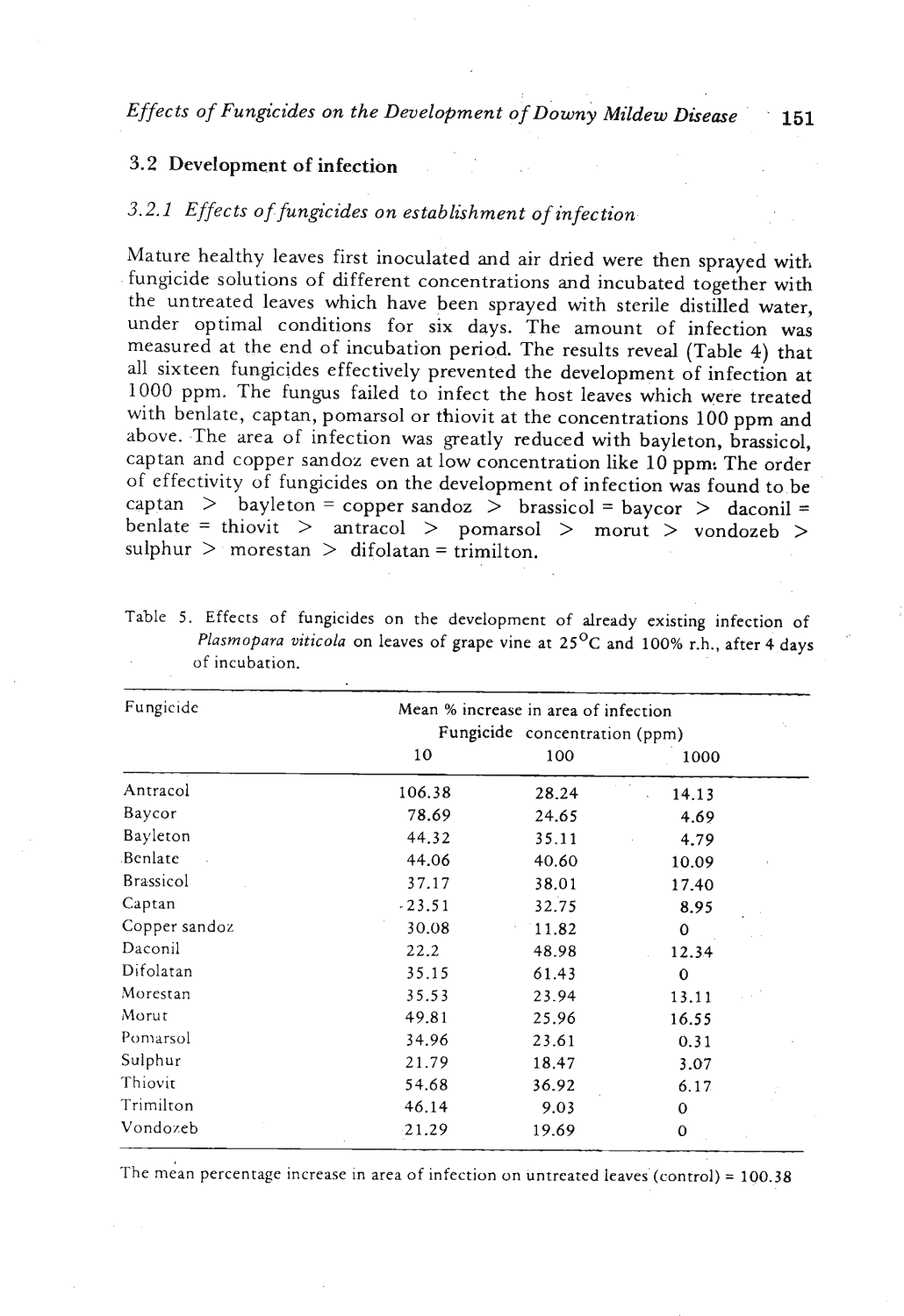## 3.2 Development of infection

### 3.2.1 *Effects of fungicides on establishment of infection*

Mature healthy leaves first inoculated and air dried were then sprayed with fungicide solutions of different concentrations and incubated together with the untreated leaves which have been sprayed with sterile distilled water, under optimal conditions for six days. The amount of infection was measured at the end of incubation period. The results reveal (Table 4) that all sixteen fungicides effectively prevented the development of infection at 1000 ppm. The fungus failed to infect the host leaves which were treated with benlate, captan, pomarsol or thiovit at the concentrations 100 ppm and above. The area of infection was greatly reduced with bayleton, brassicol, captan and copper sandoz even at low concentration like 10 ppm. The order of effectivity of fungicides on the development of infection was found to be captan > bayleton = copper sandoz > brassicol = baycor > daconil = benlate = thiovit > antracol > pomarsol > morut > vondozeb > sulphur > morestan > difolatan = trimilton.

Table 5. Effects of fungicides on the development of already existing infection of *Plasmopara viticola* on leaves of grape vine at 25°C and 100% r.h., after 4 days of incubation.

| Fungicide | Mean % increase in area of infection | | |
|---|---|---|---|
| | Fungicide concentration (ppm) | | |
| | 10 | 100 | 1000 |
| Antracol | 106.38 | 28.24 | 14.13 |
| Baycor | 78.69 | 24.65 | 4.69 |
| Bayleton | 44.32 | 35.11 | 4.79 |
| Benlate | 44.06 | 40.60 | 10.09 |
| Brassicol | 37.17 | 38.01 | 17.40 |
| Captan | -23.51 | 32.75 | 8.95 |
| Copper sandoz | 30.08 | 11.82 | 0 |
| Daconil | 22.2 | 48.98 | 12.34 |
| Difolatan | 35.15 | 61.43 | 0 |
| Morestan | 35.53 | 23.94 | 13.11 |
| Morut | 49.81 | 25.96 | 16.55 |
| Pomarsol | 34.96 | 23.61 | 0.31 |
| Sulphur | 21.79 | 18.47 | 3.07 |
| Thiovit | 54.68 | 36.92 | 6.17 |
| Trimilton | 46.14 | 9.03 | 0 |
| Vondozeb | 21.29 | 19.69 | 0 |

The mean percentage increase in area of infection on untreated leaves (control) = 100.38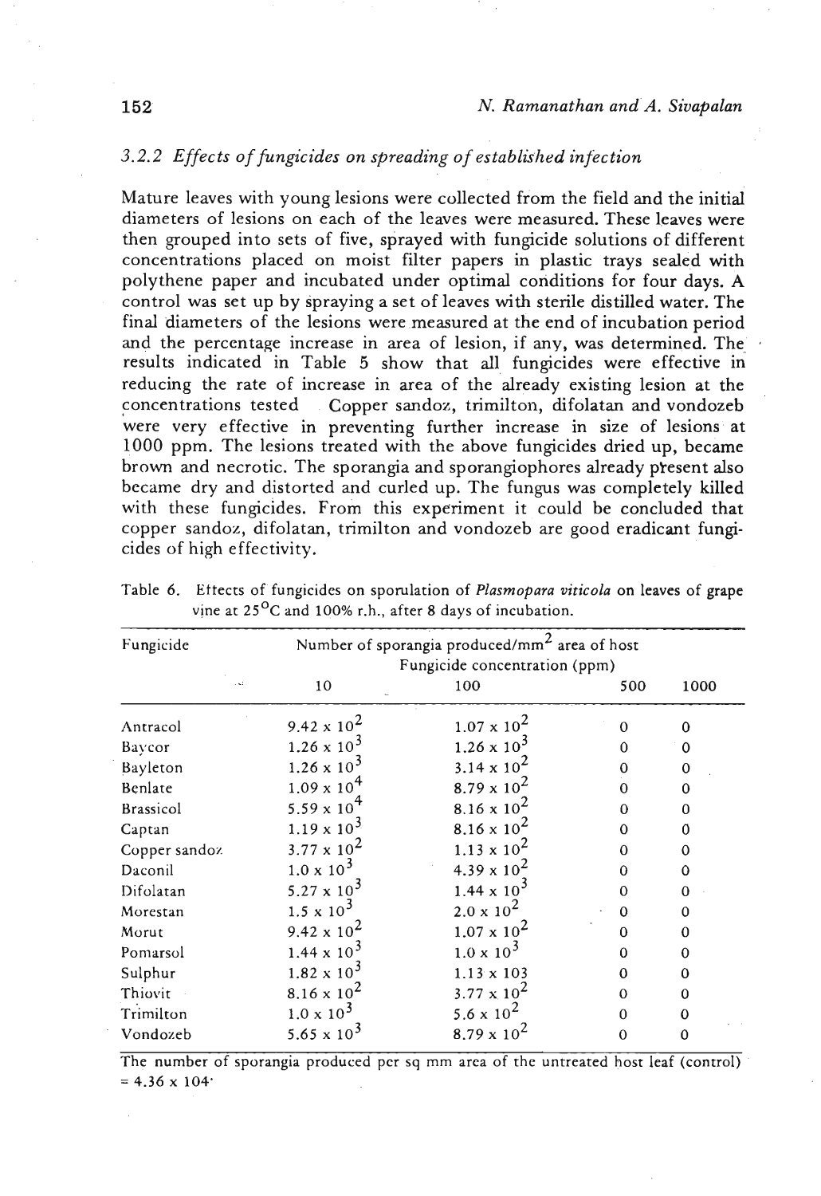### 3.2.2 Effects of fungicides on spreading of established infection

Mature leaves with young lesions were collected from the field and the initial diameters of lesions on each of the leaves were measured. These leaves were then grouped into sets of five, sprayed with fungicide solutions of different concentrations placed on moist filter papers in plastic trays sealed with polythene paper and incubated under optimal conditions for four days. A control was set up by spraying a set of leaves with sterile distilled water. The final diameters of the lesions were measured at the end of incubation period and the percentage increase in area of lesion, if any, was determined. The results indicated in Table 5 show that all fungicides were effective in reducing the rate of increase in area of the already existing lesion at the concentrations tested Copper sandoz, trimilton, difolatan and vondozeb were very effective in preventing further increase in size of lesions at 1000 ppm. The lesions treated with the above fungicides dried up, became brown and necrotic. The sporangia and sporangiophores already present also became dry and distorted and curled up. The fungus was completely killed with these fungicides. From this experiment it could be concluded that copper sandoz, difolatan, trimilton and vondozeb are good eradicant fungicides of high effectivity.

Table 6. Effects of fungicides on sporulation of *Plasmopara viticola* on leaves of grape vine at 25°C and 100% r.h., after 8 days of incubation.

| Fungicide | Number of sporangia produced/mm$^2$ area of host Fungicide concentration (ppm) | | | |
|---|---|---|---|---|
| | 10 | 100 | 500 | 1000 |
| Antracol | $9.42 \times 10^2$ | $1.07 \times 10^2$ | 0 | 0 |
| Baycor | $1.26 \times 10^3$ | $1.26 \times 10^3$ | 0 | 0 |
| Bayleton | $1.26 \times 10^3$ | $3.14 \times 10^2$ | 0 | 0 |
| Benlate | $1.09 \times 10^4$ | $8.79 \times 10^2$ | 0 | 0 |
| Brassicol | $5.59 \times 10^4$ | $8.16 \times 10^2$ | 0 | 0 |
| Captan | $1.19 \times 10^3$ | $8.16 \times 10^2$ | 0 | 0 |
| Copper sandoz | $3.77 \times 10^2$ | $1.13 \times 10^2$ | 0 | 0 |
| Daconil | $1.0 \times 10^3$ | $4.39 \times 10^2$ | 0 | 0 |
| Difolatan | $5.27 \times 10^3$ | $1.44 \times 10^3$ | 0 | 0 |
| Morestan | $1.5 \times 10^3$ | $2.0 \times 10^2$ | 0 | 0 |
| Morut | $9.42 \times 10^2$ | $1.07 \times 10^2$ | 0 | 0 |
| Pomarsol | $1.44 \times 10^3$ | $1.0 \times 10^3$ | 0 | 0 |
| Sulphur | $1.82 \times 10^3$ | 1.13 x 103 | 0 | 0 |
| Thiovit | $8.16 \times 10^2$ | $3.77 \times 10^2$ | 0 | 0 |
| Trimilton | $1.0 \times 10^3$ | $5.6 \times 10^2$ | 0 | 0 |
| Vondozeb | $5.65 \times 10^3$ | $8.79 \times 10^2$ | 0 | 0 |

The number of sporangia produced per sq mm area of the untreated host leaf (control) = 4.36 x 104·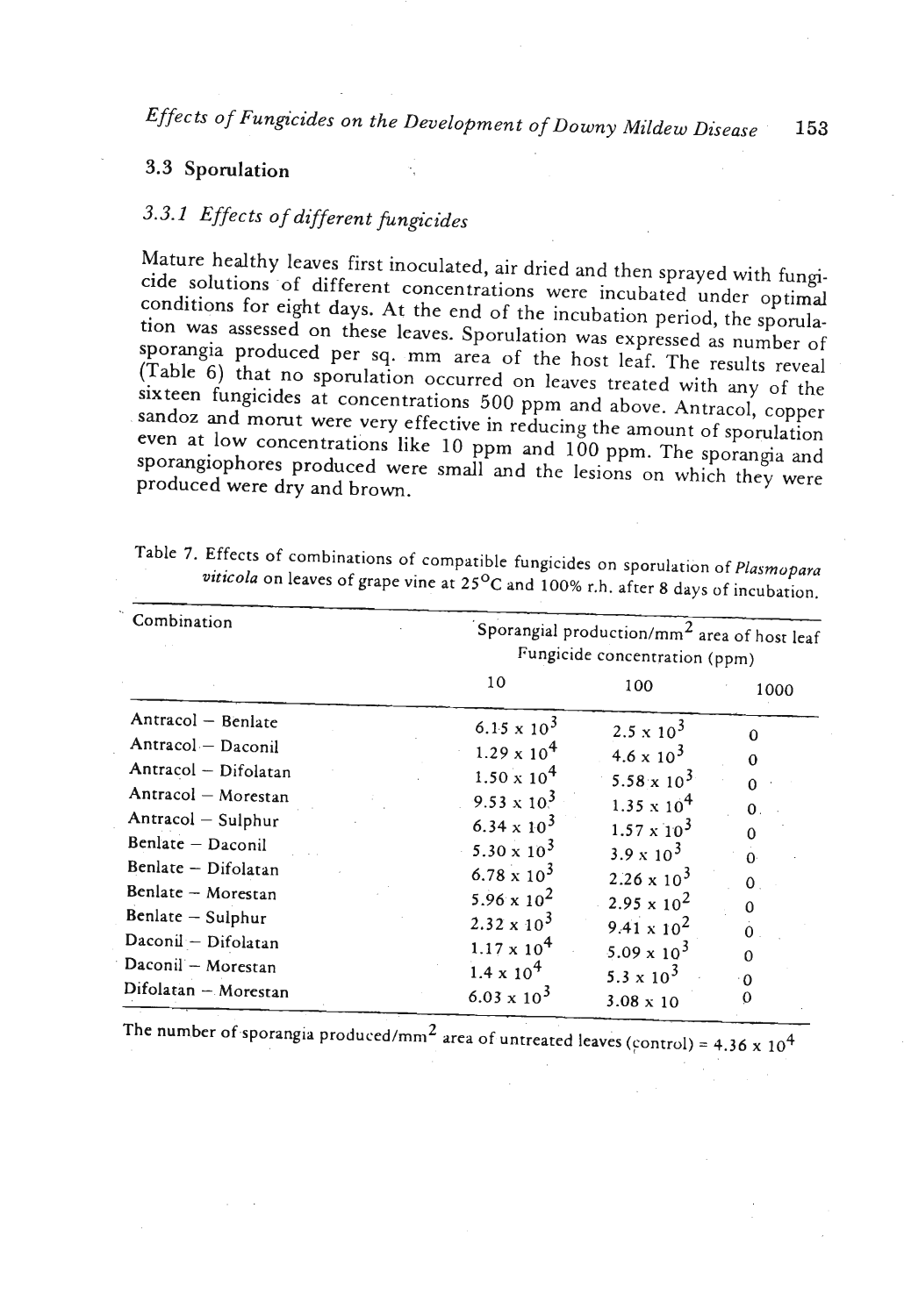### 3.3 Sporulation

#### 3.3.1 *Effects of different fungicides*

Mature healthy leaves first inoculated, air dried and then sprayed with fungicide solutions of different concentrations were incubated under optimal conditions for eight days. At the end of the incubation period, the sporulation was assessed on these leaves. Sporulation was expressed as number of sporangia produced per sq. mm area of the host leaf. The results reveal (Table 6) that no sporulation occurred on leaves treated with any of the sixteen fungicides at concentrations 500 ppm and above. Antracol, copper sandoz and morut were very effective in reducing the amount of sporulation even at low concentrations like 10 ppm and 100 ppm. The sporangia and sporangiophores produced were small and the lesions on which they were produced were dry and brown.

Table 7. Effects of combinations of compatible fungicides on sporulation of *Plasmopara viticola* on leaves of grape vine at 25°C and 100% r.h. after 8 days of incubation.

| Combination | Sporangial production/$mm^2$ area of host leaf Fungicide concentration (ppm) | | |
|---|---|---|---|
| | 10 | 100 | 1000 |
| Antracol – Benlate | $6.15 \times 10^3$ | $2.5 \times 10^3$ | 0 |
| Antracol – Daconil | $1.29 \times 10^4$ | $4.6 \times 10^3$ | 0 |
| Antracol – Difolatan | $1.50 \times 10^4$ | $5.58 \times 10^3$ | 0 |
| Antracol – Morestan | $9.53 \times 10^3$ | $1.35 \times 10^4$ | 0 |
| Antracol – Sulphur | $6.34 \times 10^3$ | $1.57 \times 10^3$ | 0 |
| Benlate – Daconil | $5.30 \times 10^3$ | $3.9 \times 10^3$ | 0 |
| Benlate – Difolatan | $6.78 \times 10^3$ | $2.26 \times 10^3$ | 0 |
| Benlate – Morestan | $5.96 \times 10^2$ | $2.95 \times 10^2$ | 0 |
| Benlate – Sulphur | $2.32 \times 10^3$ | $9.41 \times 10^2$ | 0 |
| Daconil – Difolatan | $1.17 \times 10^4$ | $5.09 \times 10^3$ | 0 |
| Daconil – Morestan | $1.4 \times 10^4$ | $5.3 \times 10^3$ | 0 |
| Difolatan – Morestan | $6.03 \times 10^3$ | $3.08 \times 10$ | 0 |

The number of sporangia produced/$mm^2$ area of untreated leaves (control) = $4.36 \times 10^4$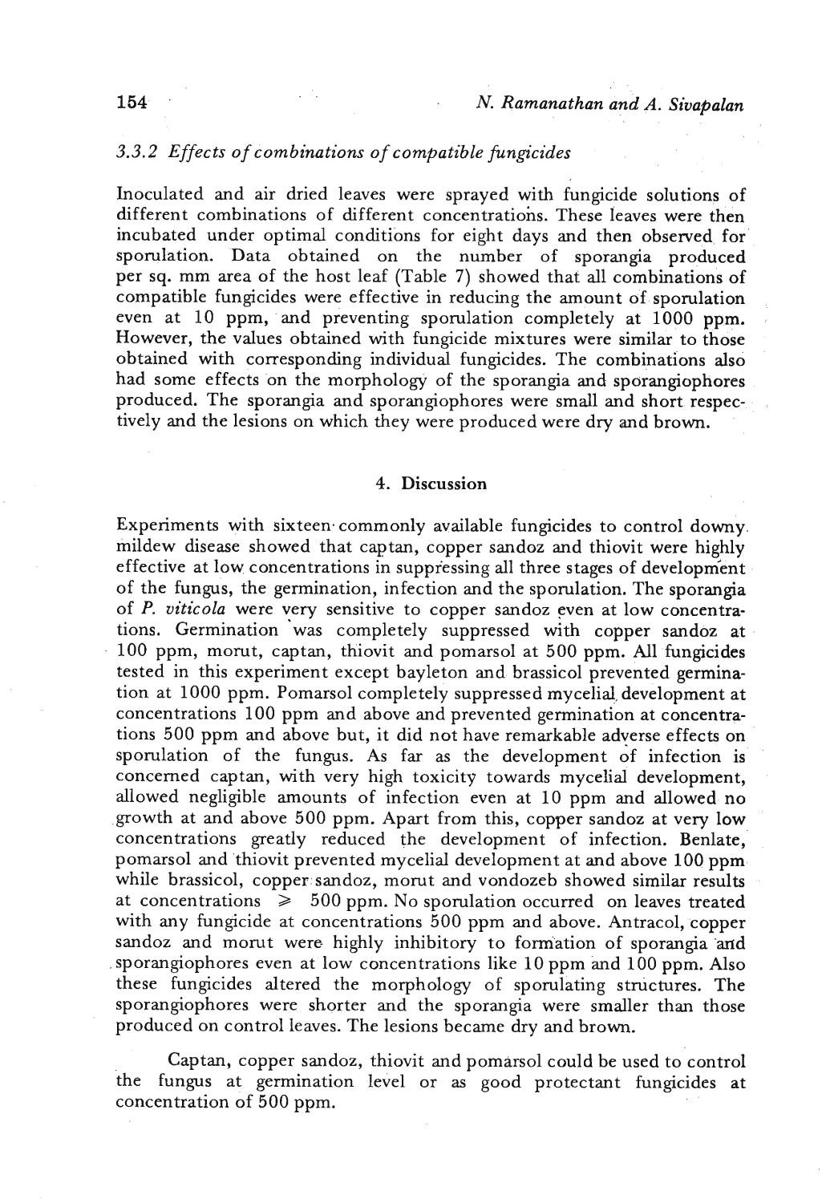### 3.3.2 *Effects of combinations of compatible fungicides*

Inoculated and air dried leaves were sprayed with fungicide solutions of different combinations of different concentrations. These leaves were then incubated under optimal conditions for eight days and then observed for sporulation. Data obtained on the number of sporangia produced per sq. mm area of the host leaf (Table 7) showed that all combinations of compatible fungicides were effective in reducing the amount of sporulation even at 10 ppm, and preventing sporulation completely at 1000 ppm. However, the values obtained with fungicide mixtures were similar to those obtained with corresponding individual fungicides. The combinations also had some effects on the morphology of the sporangia and sporangiophores produced. The sporangia and sporangiophores were small and short respectively and the lesions on which they were produced were dry and brown.

## 4. Discussion

Experiments with sixteen commonly available fungicides to control downy mildew disease showed that captan, copper sandoz and thiovit were highly effective at low concentrations in suppressing all three stages of development of the fungus, the germination, infection and the sporulation. The sporangia of *P. viticola* were very sensitive to copper sandoz even at low concentrations. Germination was completely suppressed with copper sandoz at 100 ppm, morut, captan, thiovit and pomarsol at 500 ppm. All fungicides tested in this experiment except bayleton and brassicol prevented germination at 1000 ppm. Pomarsol completely suppressed mycelial development at concentrations 100 ppm and above and prevented germination at concentrations 500 ppm and above but, it did not have remarkable adverse effects on sporulation of the fungus. As far as the development of infection is concerned captan, with very high toxicity towards mycelial development, allowed negligible amounts of infection even at 10 ppm and allowed no growth at and above 500 ppm. Apart from this, copper sandoz at very low concentrations greatly reduced the development of infection. Benlate, pomarsol and thiovit prevented mycelial development at and above 100 ppm while brassicol, copper sandoz, morut and vondozeb showed similar results at concentrations $\geqslant$ 500 ppm. No sporulation occurred on leaves treated with any fungicide at concentrations 500 ppm and above. Antracol, copper sandoz and morut were highly inhibitory to formation of sporangia and sporangiophores even at low concentrations like 10 ppm and 100 ppm. Also these fungicides altered the morphology of sporulating structures. The sporangiophores were shorter and the sporangia were smaller than those produced on control leaves. The lesions became dry and brown.

Captan, copper sandoz, thiovit and pomarsol could be used to control the fungus at germination level or as good protectant fungicides at concentration of 500 ppm.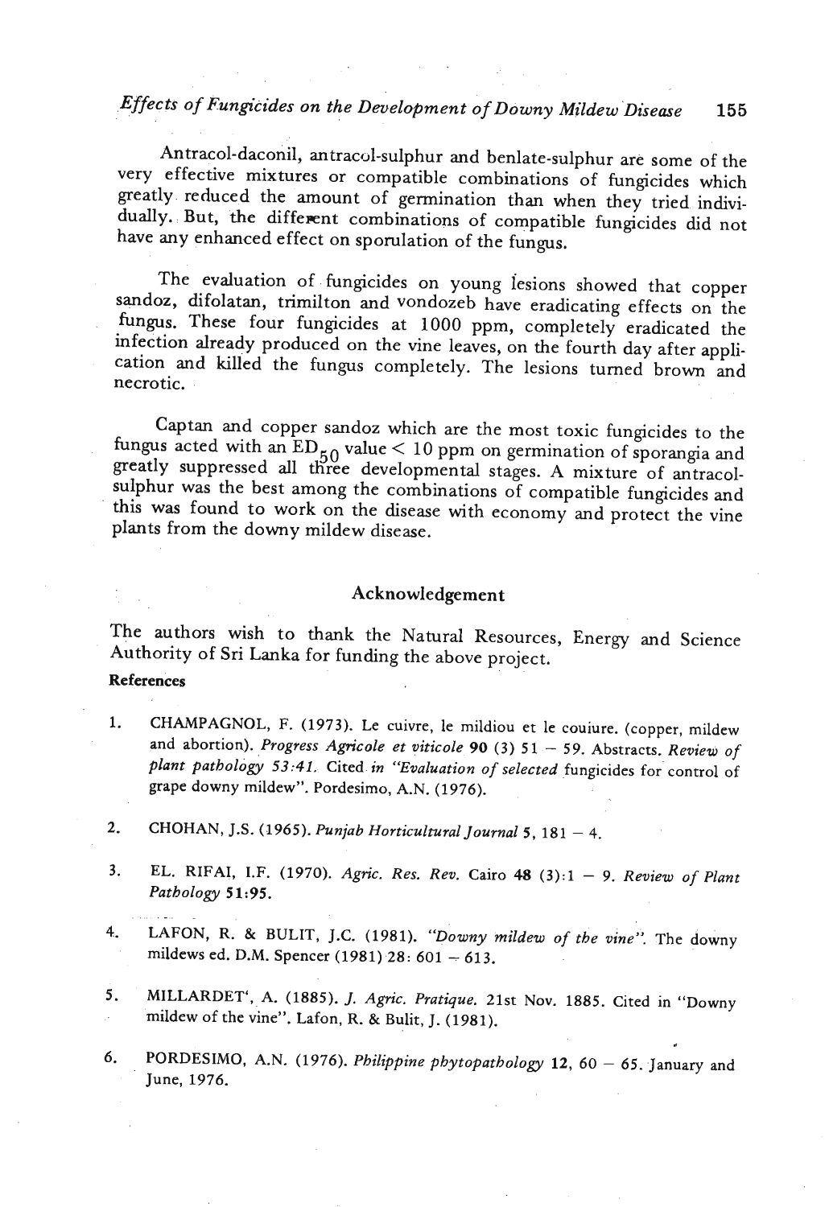Antracol-daconil, antracol-sulphur and benlate-sulphur are some of the very effective mixtures or compatible combinations of fungicides which greatly reduced the amount of germination than when they tried individually. But, the different combinations of compatible fungicides did not have any enhanced effect on sporulation of the fungus.

The evaluation of fungicides on young lesions showed that copper sandoz, difolatan, trimilton and vondozeb have eradicating effects on the fungus. These four fungicides at 1000 ppm, completely eradicated the infection already produced on the vine leaves, on the fourth day after application and killed the fungus completely. The lesions turned brown and necrotic.

Captan and copper sandoz which are the most toxic fungicides to the fungus acted with an $ED_{50}$ value < 10 ppm on germination of sporangia and greatly suppressed all three developmental stages. A mixture of antracol-sulphur was the best among the combinations of compatible fungicides and this was found to work on the disease with economy and protect the vine plants from the downy mildew disease.

## Acknowledgement

The authors wish to thank the Natural Resources, Energy and Science Authority of Sri Lanka for funding the above project.

**References**

1. CHAMPAGNOL, F. (1973). Le cuivre, le mildiou et le couiure. (copper, mildew and abortion). *Progress Agricole et viticole* **90** (3) 51 – 59. Abstracts. *Review of plant pathology 53:41.* Cited *in "Evaluation of selected* fungicides for control of grape downy mildew". Pordesimo, A.N. (1976).

2. CHOHAN, J.S. (1965). *Punjab Horticultural Journal* **5**, 181 – 4.

3. EL. RIFAI, I.F. (1970). *Agric. Res. Rev.* Cairo **48** (3):1 – 9. *Review of Plant Pathology* **51:95.**

4. LAFON, R. & BULIT, J.C. (1981). *"Downy mildew of the vine".* The downy mildews ed. D.M. Spencer (1981) 28: 601 – 613.

5. MILLARDET', A. (1885). *J. Agric. Pratique.* 21st Nov. 1885. Cited in "Downy mildew of the vine". Lafon, R. & Bulit, J. (1981).

6. PORDESIMO, A.N. (1976). *Philippine phytopathology* **12**, 60 – 65. January and June, 1976.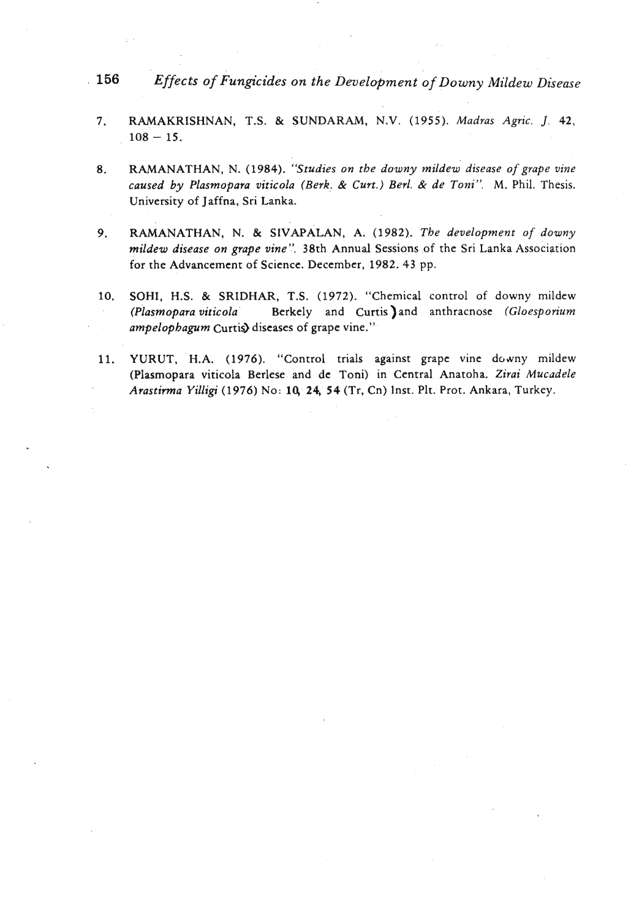7. RAMAKRISHNAN, T.S. & SUNDARAM, N.V. (1955). *Madras Agric. J.* 42, 108 – 15.

8. RAMANATHAN, N. (1984). *"Studies on the downy mildew disease of grape vine caused by Plasmopara viticola (Berk. & Curt.) Berl. & de Toni".* M. Phil. Thesis. University of Jaffna, Sri Lanka.

9. RAMANATHAN, N. & SIVAPALAN, A. (1982). *The development of downy mildew disease on grape vine".* 38th Annual Sessions of the Sri Lanka Association for the Advancement of Science. December, 1982. 43 pp.

10. SOHI, H.S. & SRIDHAR, T.S. (1972). "Chemical control of downy mildew *(Plasmopara viticola* Berkely and Curtis) and anthracnose *(Gloesporium ampelophagum* Curtis) diseases of grape vine."

11. YURUT, H.A. (1976). "Control trials against grape vine downy mildew (Plasmopara viticola Berlese and de Toni) in Central Anatoha. *Zirai Mucadele Arastirma Yilligi* (1976) No: **10, 24, 54** (Tr, Cn) Inst. Plt. Prot. Ankara, Turkey.